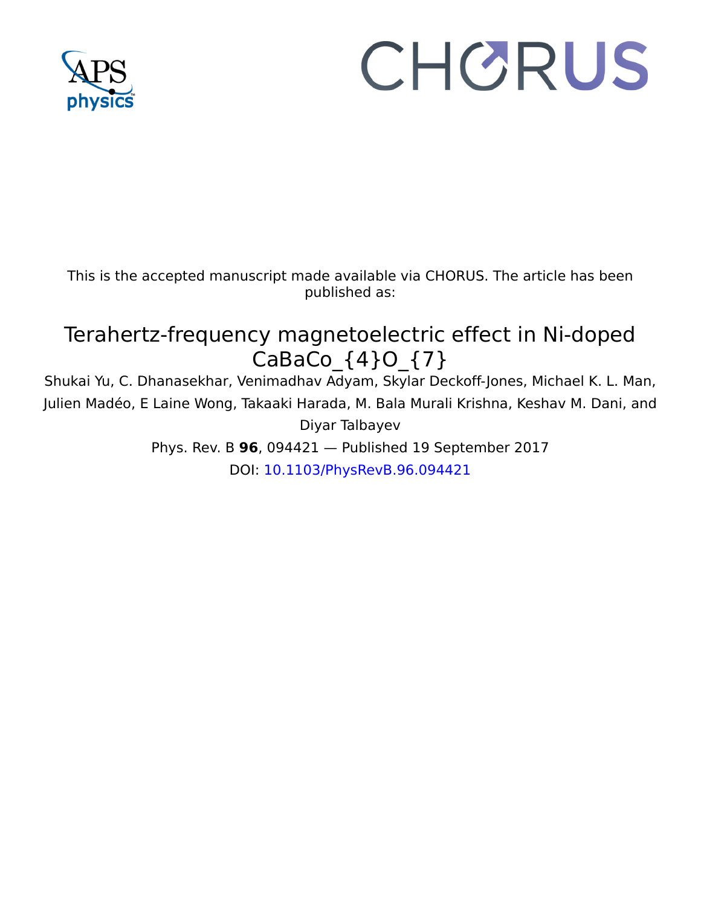This is the accepted manuscript made available via CHORUS. The article has been published as:

# Terahertz-frequency magnetoelectric effect in Ni-doped $CaBaCo_4O_7$

Shukai Yu, C. Dhanasekhar, Venimadhav Adyam, Skylar Deckoff-Jones, Michael K. L. Man, Julien Madéo, E Laine Wong, Takaaki Harada, M. Bala Murali Krishna, Keshav M. Dani, and Diyar Talbayev

Phys. Rev. B **96**, 094421 — Published 19 September 2017

DOI: 10.1103/PhysRevB.96.094421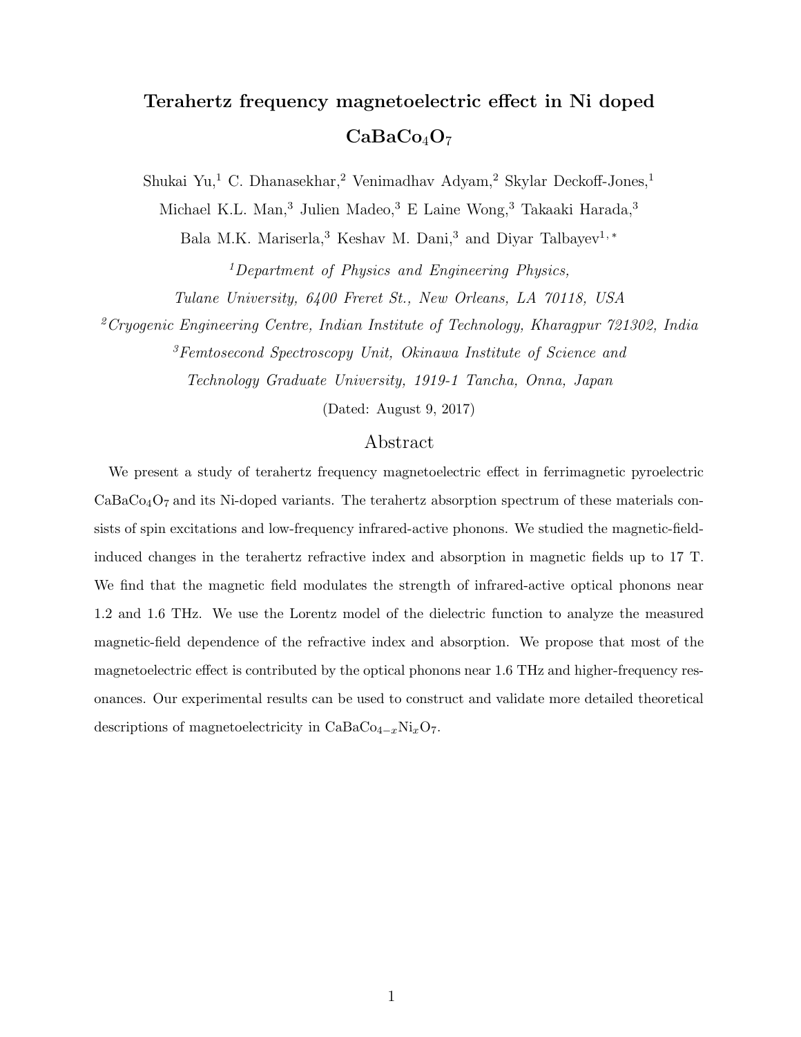# Terahertz frequency magnetoelectric effect in Ni doped $CaBaCo_4O_7$

Shukai Yu,[1] C. Dhanasekhar,[2] Venimadhav Adyam,[2] Skylar Deckoff-Jones,[1] Michael K.L. Man,[3] Julien Madeo,[3] E Laine Wong,[3] Takaaki Harada,[3] Bala M.K. Mariserla,[3] Keshav M. Dani,[3] and Diyar Talbayev[1,*]

[1]*Department of Physics and Engineering Physics, Tulane University, 6400 Freret St., New Orleans, LA 70118, USA*

[2]*Cryogenic Engineering Centre, Indian Institute of Technology, Kharagpur 721302, India*

[3]*Femtosecond Spectroscopy Unit, Okinawa Institute of Science and Technology Graduate University, 1919-1 Tancha, Onna, Japan*

(Dated: August 9, 2017)

## Abstract

We present a study of terahertz frequency magnetoelectric effect in ferrimagnetic pyroelectric $CaBaCo_4O_7$ and its Ni-doped variants. The terahertz absorption spectrum of these materials consists of spin excitations and low-frequency infrared-active phonons. We studied the magnetic-field-induced changes in the terahertz refractive index and absorption in magnetic fields up to 17 T. We find that the magnetic field modulates the strength of infrared-active optical phonons near 1.2 and 1.6 THz. We use the Lorentz model of the dielectric function to analyze the measured magnetic-field dependence of the refractive index and absorption. We propose that most of the magnetoelectric effect is contributed by the optical phonons near 1.6 THz and higher-frequency resonances. Our experimental results can be used to construct and validate more detailed theoretical descriptions of magnetoelectricity in $CaBaCo_{4-x}Ni_xO_7$.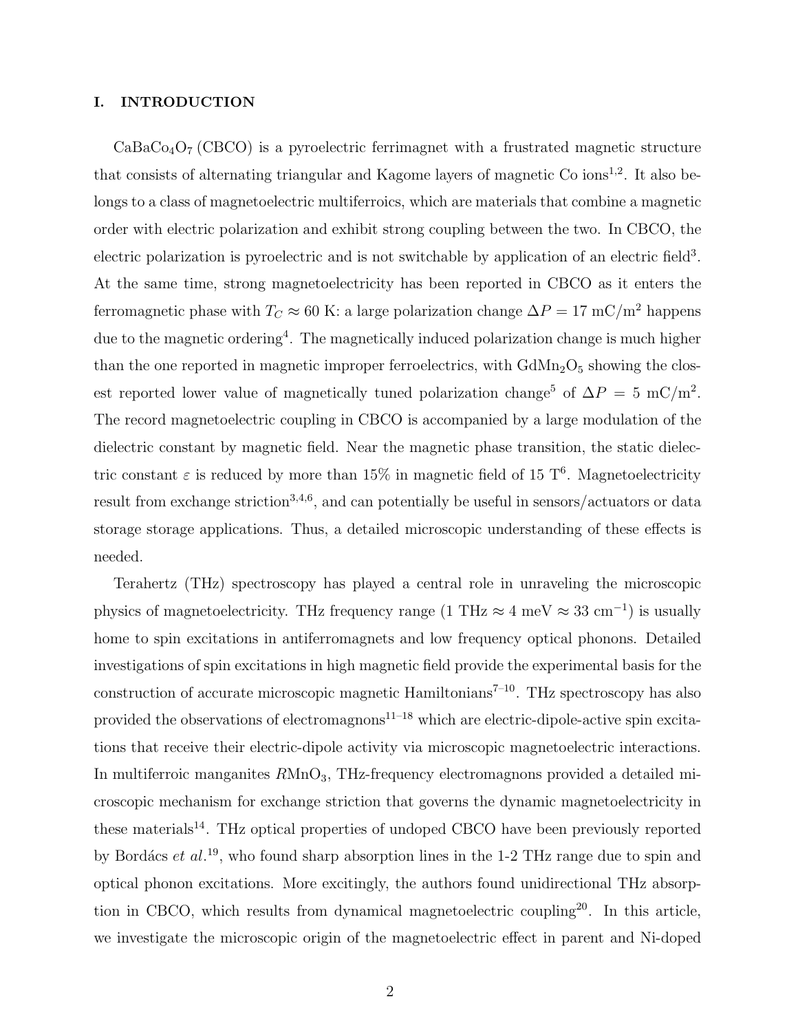## I. INTRODUCTION

$CaBaCo_4O_7$ (CBCO) is a pyroelectric ferrimagnet with a frustrated magnetic structure that consists of alternating triangular and Kagome layers of magnetic Co ions[1,2]. It also belongs to a class of magnetoelectric multiferroics, which are materials that combine a magnetic order with electric polarization and exhibit strong coupling between the two. In CBCO, the electric polarization is pyroelectric and is not switchable by application of an electric field[3]. At the same time, strong magnetoelectricity has been reported in CBCO as it enters the ferromagnetic phase with $T_C \approx 60$ K: a large polarization change $\Delta P = 17$ mC/m$^2$ happens due to the magnetic ordering[4]. The magnetically induced polarization change is much higher than the one reported in magnetic improper ferroelectrics, with $GdMn_2O_5$ showing the closest reported lower value of magnetically tuned polarization change[5] of $\Delta P = 5$ mC/m$^2$. The record magnetoelectric coupling in CBCO is accompanied by a large modulation of the dielectric constant by magnetic field. Near the magnetic phase transition, the static dielectric constant $\varepsilon$ is reduced by more than 15% in magnetic field of 15 T[6]. Magnetoelectricity result from exchange striction[3,4,6], and can potentially be useful in sensors/actuators or data storage storage applications. Thus, a detailed microscopic understanding of these effects is needed.

Terahertz (THz) spectroscopy has played a central role in unraveling the microscopic physics of magnetoelectricity. THz frequency range (1 THz $\approx$ 4 meV $\approx$ 33 cm$^{-1}$) is usually home to spin excitations in antiferromagnets and low frequency optical phonons. Detailed investigations of spin excitations in high magnetic field provide the experimental basis for the construction of accurate microscopic magnetic Hamiltonians[7–10]. THz spectroscopy has also provided the observations of electromagnons[11–18] which are electric-dipole-active spin excitations that receive their electric-dipole activity via microscopic magnetoelectric interactions. In multiferroic manganites $RMnO_3$, THz-frequency electromagnons provided a detailed microscopic mechanism for exchange striction that governs the dynamic magnetoelectricity in these materials[14]. THz optical properties of undoped CBCO have been previously reported by Bordács *et al.*[19], who found sharp absorption lines in the 1-2 THz range due to spin and optical phonon excitations. More excitingly, the authors found unidirectional THz absorption in CBCO, which results from dynamical magnetoelectric coupling[20]. In this article, we investigate the microscopic origin of the magnetoelectric effect in parent and Ni-doped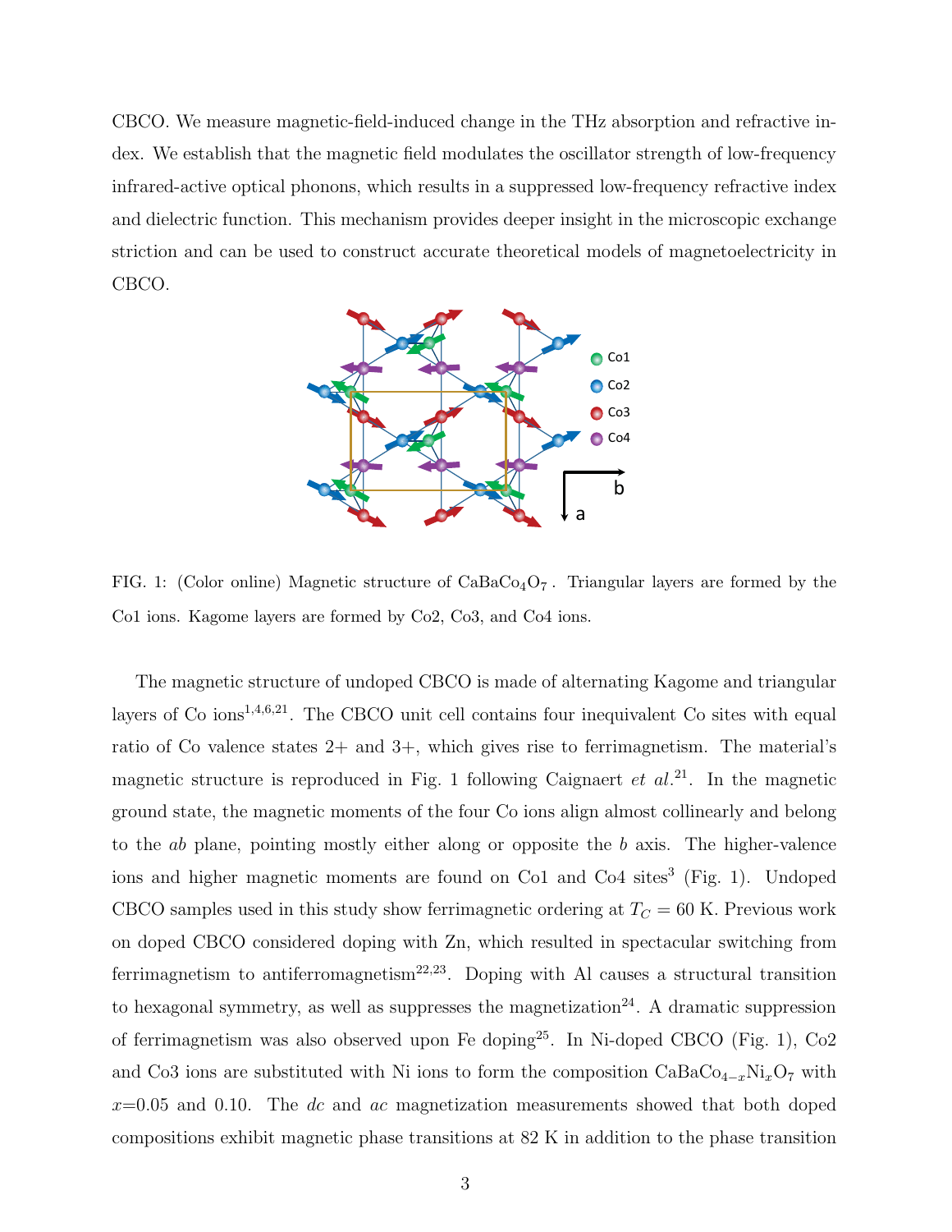CBCO. We measure magnetic-field-induced change in the THz absorption and refractive index. We establish that the magnetic field modulates the oscillator strength of low-frequency infrared-active optical phonons, which results in a suppressed low-frequency refractive index and dielectric function. This mechanism provides deeper insight in the microscopic exchange striction and can be used to construct accurate theoretical models of magnetoelectricity in CBCO.

FIG. 1: (Color online) Magnetic structure of $CaBaCo_4O_7$. Triangular layers are formed by the Co1 ions. Kagome layers are formed by Co2, Co3, and Co4 ions.

The magnetic structure of undoped CBCO is made of alternating Kagome and triangular layers of Co ions[1,4,6,21]. The CBCO unit cell contains four inequivalent Co sites with equal ratio of Co valence states 2+ and 3+, which gives rise to ferrimagnetism. The material's magnetic structure is reproduced in Fig. 1 following Caignaert *et al.*[21]. In the magnetic ground state, the magnetic moments of the four Co ions align almost collinearly and belong to the *ab* plane, pointing mostly either along or opposite the *b* axis. The higher-valence ions and higher magnetic moments are found on Co1 and Co4 sites[3] (Fig. 1). Undoped CBCO samples used in this study show ferrimagnetic ordering at $T_C = 60$ K. Previous work on doped CBCO considered doping with Zn, which resulted in spectacular switching from ferrimagnetism to antiferromagnetism[22,23]. Doping with Al causes a structural transition to hexagonal symmetry, as well as suppresses the magnetization[24]. A dramatic suppression of ferrimagnetism was also observed upon Fe doping[25]. In Ni-doped CBCO (Fig. 1), Co2 and Co3 ions are substituted with Ni ions to form the composition $CaBaCo_{4-x}Ni_xO_7$ with $x$=0.05 and 0.10. The *dc* and *ac* magnetization measurements showed that both doped compositions exhibit magnetic phase transitions at 82 K in addition to the phase transition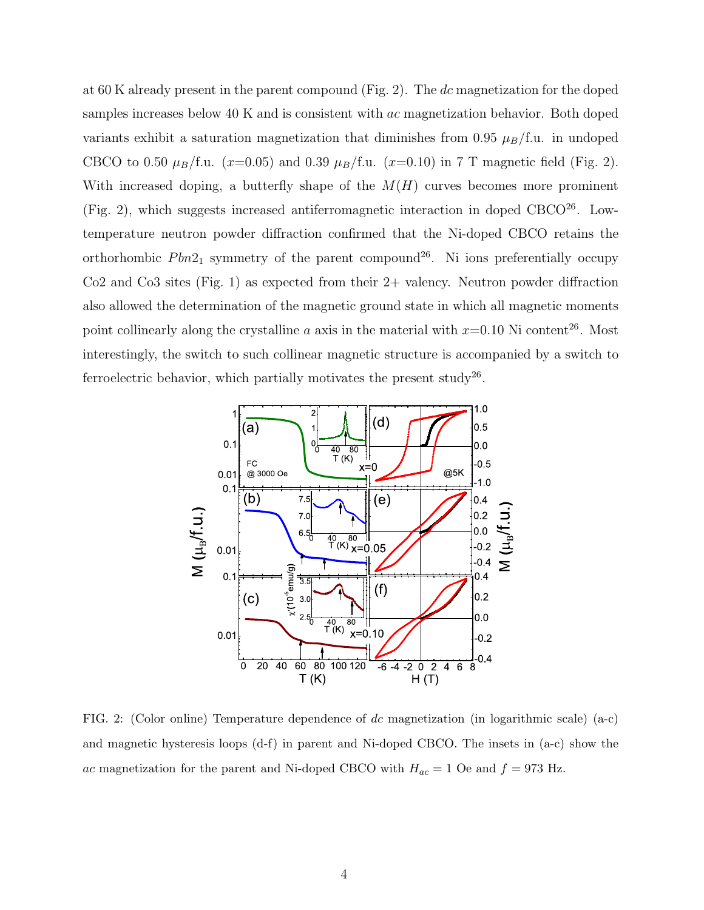at 60 K already present in the parent compound (Fig. 2). The *dc* magnetization for the doped samples increases below 40 K and is consistent with *ac* magnetization behavior. Both doped variants exhibit a saturation magnetization that diminishes from 0.95 $\mu_B$/f.u. in undoped CBCO to 0.50 $\mu_B$/f.u. ($x$=0.05) and 0.39 $\mu_B$/f.u. ($x$=0.10) in 7 T magnetic field (Fig. 2). With increased doping, a butterfly shape of the $M(H)$ curves becomes more prominent (Fig. 2), which suggests increased antiferromagnetic interaction in doped CBCO[26]. Low-temperature neutron powder diffraction confirmed that the Ni-doped CBCO retains the orthorhombic $Pbn2_1$ symmetry of the parent compound[26]. Ni ions preferentially occupy Co2 and Co3 sites (Fig. 1) as expected from their 2+ valency. Neutron powder diffraction also allowed the determination of the magnetic ground state in which all magnetic moments point collinearly along the crystalline $a$ axis in the material with $x$=0.10 Ni content[26]. Most interestingly, the switch to such collinear magnetic structure is accompanied by a switch to ferroelectric behavior, which partially motivates the present study[26].

FIG. 2: (Color online) Temperature dependence of *dc* magnetization (in logarithmic scale) (a-c) and magnetic hysteresis loops (d-f) in parent and Ni-doped CBCO. The insets in (a-c) show the *ac* magnetization for the parent and Ni-doped CBCO with $H_{ac}$ = 1 Oe and $f$ = 973 Hz.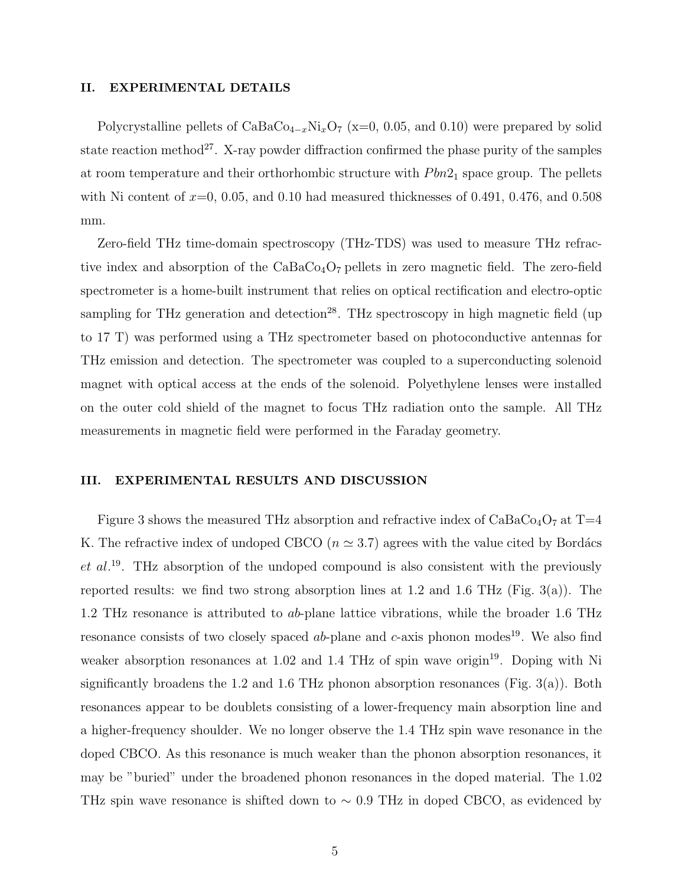## II. EXPERIMENTAL DETAILS

Polycrystalline pellets of $CaBaCo_{4-x}Ni_xO_7$ (x=0, 0.05, and 0.10) were prepared by solid state reaction method[27]. X-ray powder diffraction confirmed the phase purity of the samples at room temperature and their orthorhombic structure with $Pbn2_1$ space group. The pellets with Ni content of $x$=0, 0.05, and 0.10 had measured thicknesses of 0.491, 0.476, and 0.508 mm.

Zero-field THz time-domain spectroscopy (THz-TDS) was used to measure THz refractive index and absorption of the $CaBaCo_4O_7$ pellets in zero magnetic field. The zero-field spectrometer is a home-built instrument that relies on optical rectification and electro-optic sampling for THz generation and detection[28]. THz spectroscopy in high magnetic field (up to 17 T) was performed using a THz spectrometer based on photoconductive antennas for THz emission and detection. The spectrometer was coupled to a superconducting solenoid magnet with optical access at the ends of the solenoid. Polyethylene lenses were installed on the outer cold shield of the magnet to focus THz radiation onto the sample. All THz measurements in magnetic field were performed in the Faraday geometry.

## III. EXPERIMENTAL RESULTS AND DISCUSSION

Figure 3 shows the measured THz absorption and refractive index of $CaBaCo_4O_7$ at T=4 K. The refractive index of undoped CBCO ($n \simeq 3.7$) agrees with the value cited by Bordács *et al.*[19]. THz absorption of the undoped compound is also consistent with the previously reported results: we find two strong absorption lines at 1.2 and 1.6 THz (Fig. 3(a)). The 1.2 THz resonance is attributed to *ab*-plane lattice vibrations, while the broader 1.6 THz resonance consists of two closely spaced *ab*-plane and *c*-axis phonon modes[19]. We also find weaker absorption resonances at 1.02 and 1.4 THz of spin wave origin[19]. Doping with Ni significantly broadens the 1.2 and 1.6 THz phonon absorption resonances (Fig. 3(a)). Both resonances appear to be doublets consisting of a lower-frequency main absorption line and a higher-frequency shoulder. We no longer observe the 1.4 THz spin wave resonance in the doped CBCO. As this resonance is much weaker than the phonon absorption resonances, it may be "buried" under the broadened phonon resonances in the doped material. The 1.02 THz spin wave resonance is shifted down to $\sim$ 0.9 THz in doped CBCO, as evidenced by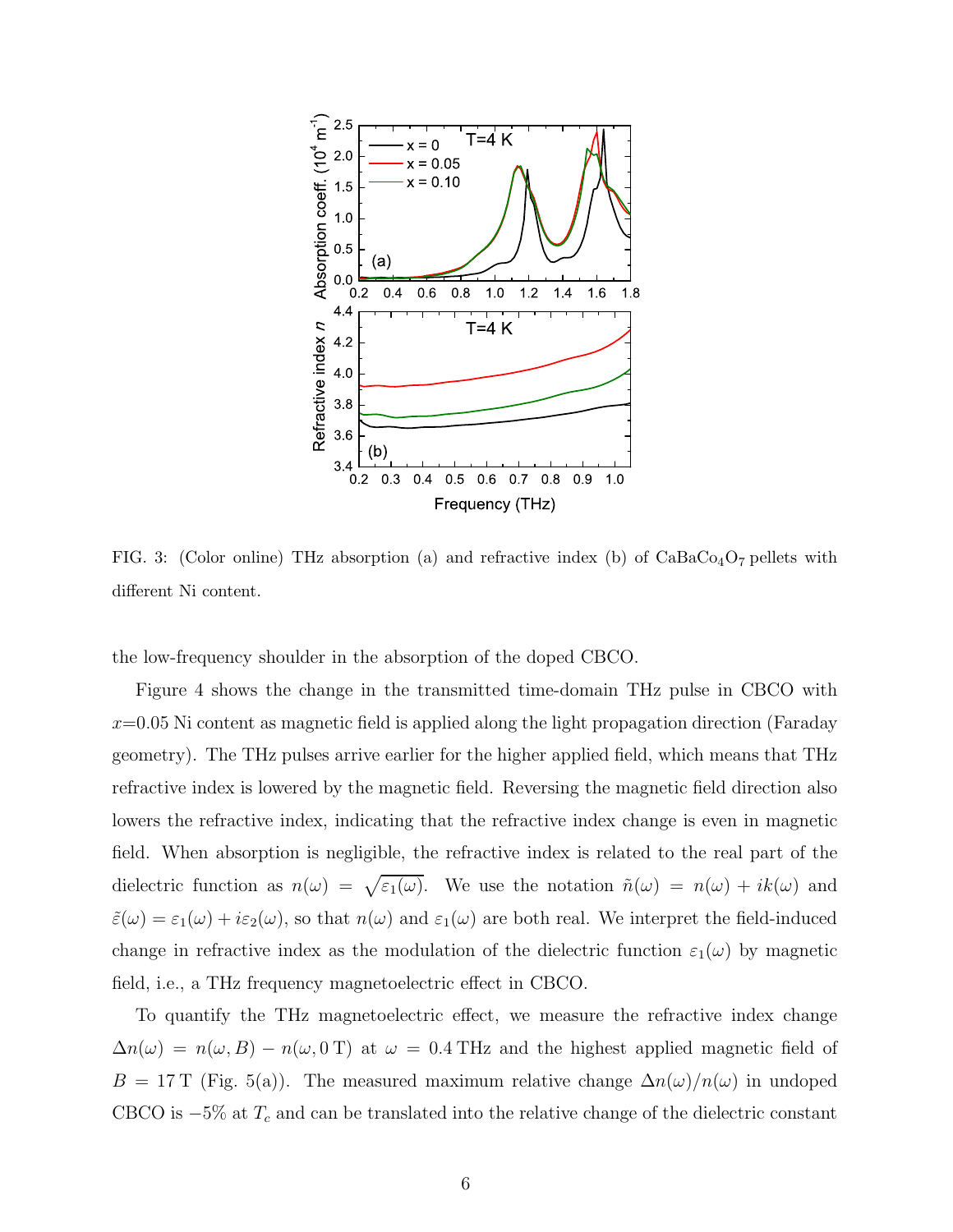FIG. 3: (Color online) THz absorption (a) and refractive index (b) of $CaBaCo_4O_7$ pellets with different Ni content.

the low-frequency shoulder in the absorption of the doped CBCO.

Figure 4 shows the change in the transmitted time-domain THz pulse in CBCO with $x$=0.05 Ni content as magnetic field is applied along the light propagation direction (Faraday geometry). The THz pulses arrive earlier for the higher applied field, which means that THz refractive index is lowered by the magnetic field. Reversing the magnetic field direction also lowers the refractive index, indicating that the refractive index change is even in magnetic field. When absorption is negligible, the refractive index is related to the real part of the dielectric function as $n(\omega) = \sqrt{\varepsilon_1(\omega)}$. We use the notation $\tilde{n}(\omega) = n(\omega) + ik(\omega)$ and $\tilde{\varepsilon}(\omega) = \varepsilon_1(\omega) + i\varepsilon_2(\omega)$, so that $n(\omega)$ and $\varepsilon_1(\omega)$ are both real. We interpret the field-induced change in refractive index as the modulation of the dielectric function $\varepsilon_1(\omega)$ by magnetic field, i.e., a THz frequency magnetoelectric effect in CBCO.

To quantify the THz magnetoelectric effect, we measure the refractive index change $\Delta n(\omega) = n(\omega, B) - n(\omega, 0\,\mathrm{T})$ at $\omega = 0.4\,\mathrm{THz}$ and the highest applied magnetic field of $B = 17\,\mathrm{T}$ (Fig. 5(a)). The measured maximum relative change $\Delta n(\omega)/n(\omega)$ in undoped CBCO is $-5\%$ at $T_c$ and can be translated into the relative change of the dielectric constant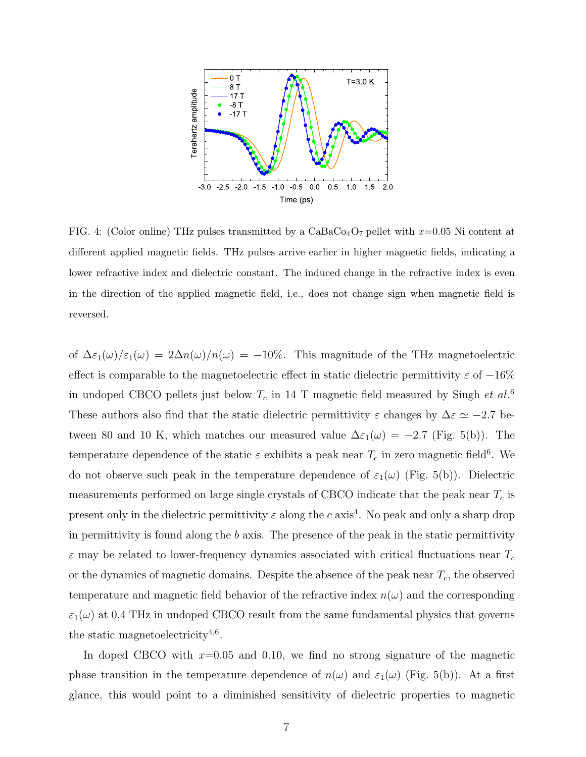FIG. 4: (Color online) THz pulses transmitted by a $CaBaCo_4O_7$ pellet with $x$=0.05 Ni content at different applied magnetic fields. THz pulses arrive earlier in higher magnetic fields, indicating a lower refractive index and dielectric constant. The induced change in the refractive index is even in the direction of the applied magnetic field, i.e., does not change sign when magnetic field is reversed.

of $\Delta\varepsilon_1(\omega)/\varepsilon_1(\omega) = 2\Delta n(\omega)/n(\omega) = -10\%$. This magnitude of the THz magnetoelectric effect is comparable to the magnetoelectric effect in static dielectric permittivity $\varepsilon$ of $-16\%$ in undoped CBCO pellets just below $T_c$ in 14 T magnetic field measured by Singh *et al.*[6] These authors also find that the static dielectric permittivity $\varepsilon$ changes by $\Delta\varepsilon \simeq -2.7$ between 80 and 10 K, which matches our measured value $\Delta\varepsilon_1(\omega) = -2.7$ (Fig. 5(b)). The temperature dependence of the static $\varepsilon$ exhibits a peak near $T_c$ in zero magnetic field[6]. We do not observe such peak in the temperature dependence of $\varepsilon_1(\omega)$ (Fig. 5(b)). Dielectric measurements performed on large single crystals of CBCO indicate that the peak near $T_c$ is present only in the dielectric permittivity $\varepsilon$ along the $c$ axis[4]. No peak and only a sharp drop in permittivity is found along the $b$ axis. The presence of the peak in the static permittivity $\varepsilon$ may be related to lower-frequency dynamics associated with critical fluctuations near $T_c$ or the dynamics of magnetic domains. Despite the absence of the peak near $T_c$, the observed temperature and magnetic field behavior of the refractive index $n(\omega)$ and the corresponding $\varepsilon_1(\omega)$ at 0.4 THz in undoped CBCO result from the same fundamental physics that governs the static magnetoelectricity[4,6].

In doped CBCO with $x$=0.05 and 0.10, we find no strong signature of the magnetic phase transition in the temperature dependence of $n(\omega)$ and $\varepsilon_1(\omega)$ (Fig. 5(b)). At a first glance, this would point to a diminished sensitivity of dielectric properties to magnetic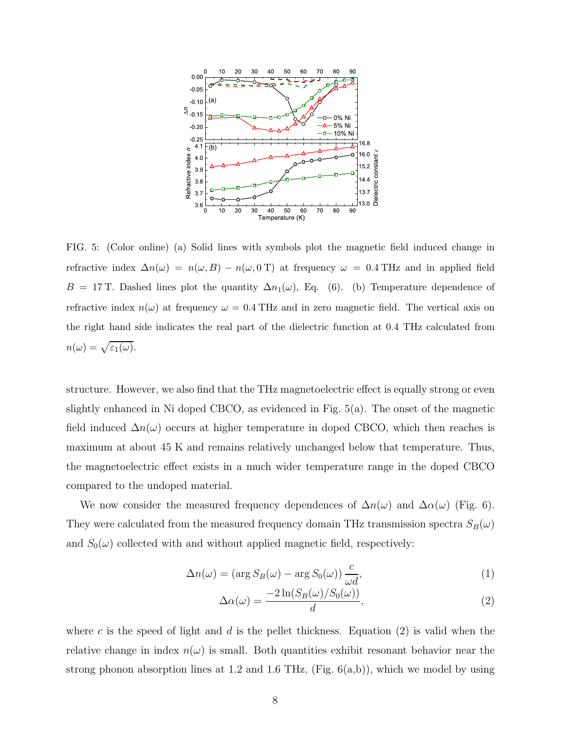FIG. 5: (Color online) (a) Solid lines with symbols plot the magnetic field induced change in refractive index $\Delta n(\omega) = n(\omega, B) - n(\omega, 0\,\mathrm{T})$ at frequency $\omega = 0.4\,\mathrm{THz}$ and in applied field $B = 17\,\mathrm{T}$. Dashed lines plot the quantity $\Delta n_1(\omega)$, Eq. (6). (b) Temperature dependence of refractive index $n(\omega)$ at frequency $\omega = 0.4\,\mathrm{THz}$ and in zero magnetic field. The vertical axis on the right hand side indicates the real part of the dielectric function at 0.4 THz calculated from $n(\omega) = \sqrt{\varepsilon_1(\omega)}$.

structure. However, we also find that the THz magnetoelectric effect is equally strong or even slightly enhanced in Ni doped CBCO, as evidenced in Fig. 5(a). The onset of the magnetic field induced $\Delta n(\omega)$ occurs at higher temperature in doped CBCO, which then reaches is maximum at about 45 K and remains relatively unchanged below that temperature. Thus, the magnetoelectric effect exists in a much wider temperature range in the doped CBCO compared to the undoped material.

We now consider the measured frequency dependences of $\Delta n(\omega)$ and $\Delta\alpha(\omega)$ (Fig. 6). They were calculated from the measured frequency domain THz transmission spectra $S_B(\omega)$ and $S_0(\omega)$ collected with and without applied magnetic field, respectively:

$$\Delta n(\omega) = (\arg S_B(\omega) - \arg S_0(\omega))\,\frac{c}{\omega d}, \tag{1}$$

$$\Delta\alpha(\omega) = \frac{-2\ln(S_B(\omega)/S_0(\omega))}{d}, \tag{2}$$

where $c$ is the speed of light and $d$ is the pellet thickness. Equation (2) is valid when the relative change in index $n(\omega)$ is small. Both quantities exhibit resonant behavior near the strong phonon absorption lines at 1.2 and 1.6 THz, (Fig. 6(a,b)), which we model by using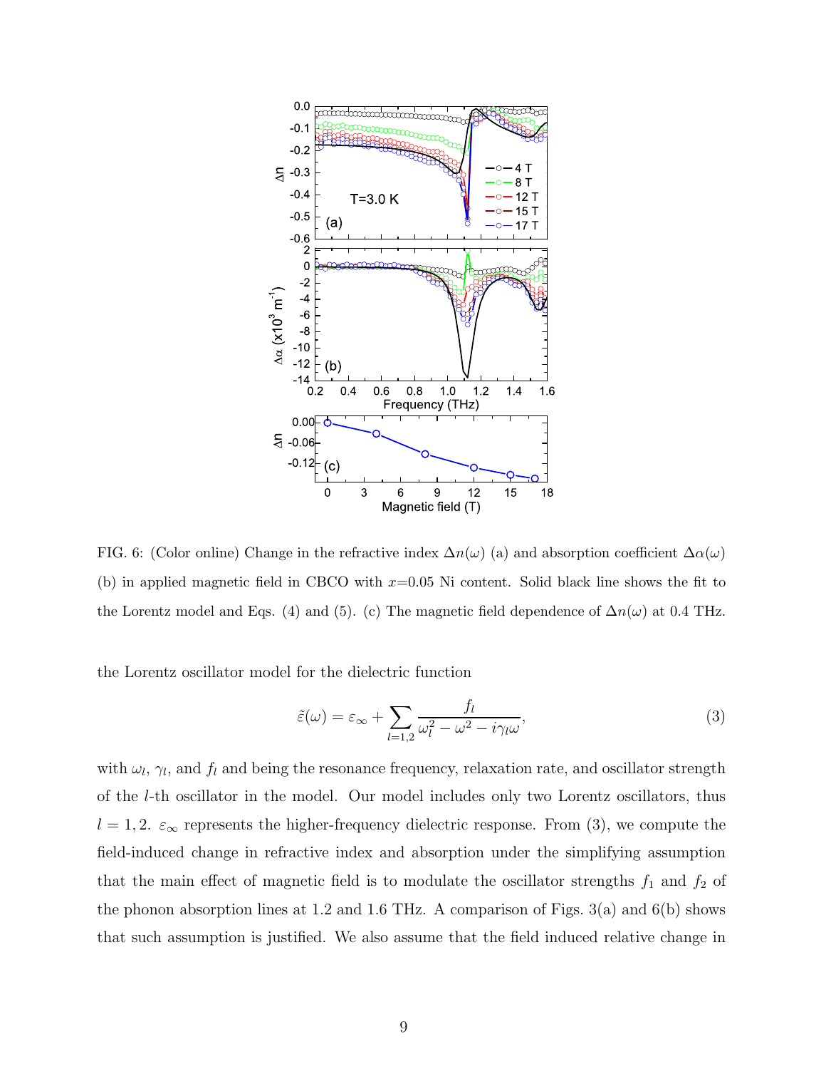FIG. 6: (Color online) Change in the refractive index $\Delta n(\omega)$ (a) and absorption coefficient $\Delta\alpha(\omega)$ (b) in applied magnetic field in CBCO with $x$=0.05 Ni content. Solid black line shows the fit to the Lorentz model and Eqs. (4) and (5). (c) The magnetic field dependence of $\Delta n(\omega)$ at 0.4 THz.

the Lorentz oscillator model for the dielectric function

$$\tilde{\varepsilon}(\omega) = \varepsilon_\infty + \sum_{l=1,2} \frac{f_l}{\omega_l^2 - \omega^2 - i\gamma_l\omega}, \tag{3}$$

with $\omega_l$, $\gamma_l$, and $f_l$ and being the resonance frequency, relaxation rate, and oscillator strength of the $l$-th oscillator in the model. Our model includes only two Lorentz oscillators, thus $l = 1, 2$. $\varepsilon_\infty$ represents the higher-frequency dielectric response. From (3), we compute the field-induced change in refractive index and absorption under the simplifying assumption that the main effect of magnetic field is to modulate the oscillator strengths $f_1$ and $f_2$ of the phonon absorption lines at 1.2 and 1.6 THz. A comparison of Figs. 3(a) and 6(b) shows that such assumption is justified. We also assume that the field induced relative change in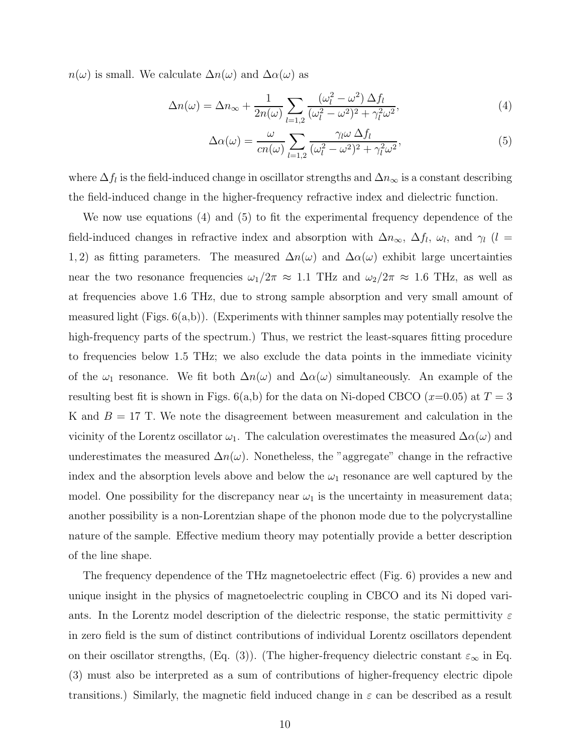$n(\omega)$ is small. We calculate $\Delta n(\omega)$ and $\Delta\alpha(\omega)$ as

$$\Delta n(\omega) = \Delta n_\infty + \frac{1}{2n(\omega)} \sum_{l=1,2} \frac{(\omega_l^2 - \omega^2)\,\Delta f_l}{(\omega_l^2 - \omega^2)^2 + \gamma_l^2 \omega^2}, \tag{4}$$

$$\Delta\alpha(\omega) = \frac{\omega}{cn(\omega)} \sum_{l=1,2} \frac{\gamma_l \omega\,\Delta f_l}{(\omega_l^2 - \omega^2)^2 + \gamma_l^2 \omega^2}, \tag{5}$$

where $\Delta f_l$ is the field-induced change in oscillator strengths and $\Delta n_\infty$ is a constant describing the field-induced change in the higher-frequency refractive index and dielectric function.

We now use equations (4) and (5) to fit the experimental frequency dependence of the field-induced changes in refractive index and absorption with $\Delta n_\infty$, $\Delta f_l$, $\omega_l$, and $\gamma_l$ ($l = 1, 2$) as fitting parameters. The measured $\Delta n(\omega)$ and $\Delta\alpha(\omega)$ exhibit large uncertainties near the two resonance frequencies $\omega_1/2\pi \approx 1.1$ THz and $\omega_2/2\pi \approx 1.6$ THz, as well as at frequencies above 1.6 THz, due to strong sample absorption and very small amount of measured light (Figs. 6(a,b)). (Experiments with thinner samples may potentially resolve the high-frequency parts of the spectrum.) Thus, we restrict the least-squares fitting procedure to frequencies below 1.5 THz; we also exclude the data points in the immediate vicinity of the $\omega_1$ resonance. We fit both $\Delta n(\omega)$ and $\Delta\alpha(\omega)$ simultaneously. An example of the resulting best fit is shown in Figs. 6(a,b) for the data on Ni-doped CBCO ($x$=0.05) at $T = 3$ K and $B = 17$ T. We note the disagreement between measurement and calculation in the vicinity of the Lorentz oscillator $\omega_1$. The calculation overestimates the measured $\Delta\alpha(\omega)$ and underestimates the measured $\Delta n(\omega)$. Nonetheless, the "aggregate" change in the refractive index and the absorption levels above and below the $\omega_1$ resonance are well captured by the model. One possibility for the discrepancy near $\omega_1$ is the uncertainty in measurement data; another possibility is a non-Lorentzian shape of the phonon mode due to the polycrystalline nature of the sample. Effective medium theory may potentially provide a better description of the line shape.

The frequency dependence of the THz magnetoelectric effect (Fig. 6) provides a new and unique insight in the physics of magnetoelectric coupling in CBCO and its Ni doped variants. In the Lorentz model description of the dielectric response, the static permittivity $\varepsilon$ in zero field is the sum of distinct contributions of individual Lorentz oscillators dependent on their oscillator strengths, (Eq. (3)). (The higher-frequency dielectric constant $\varepsilon_\infty$ in Eq. (3) must also be interpreted as a sum of contributions of higher-frequency electric dipole transitions.) Similarly, the magnetic field induced change in $\varepsilon$ can be described as a result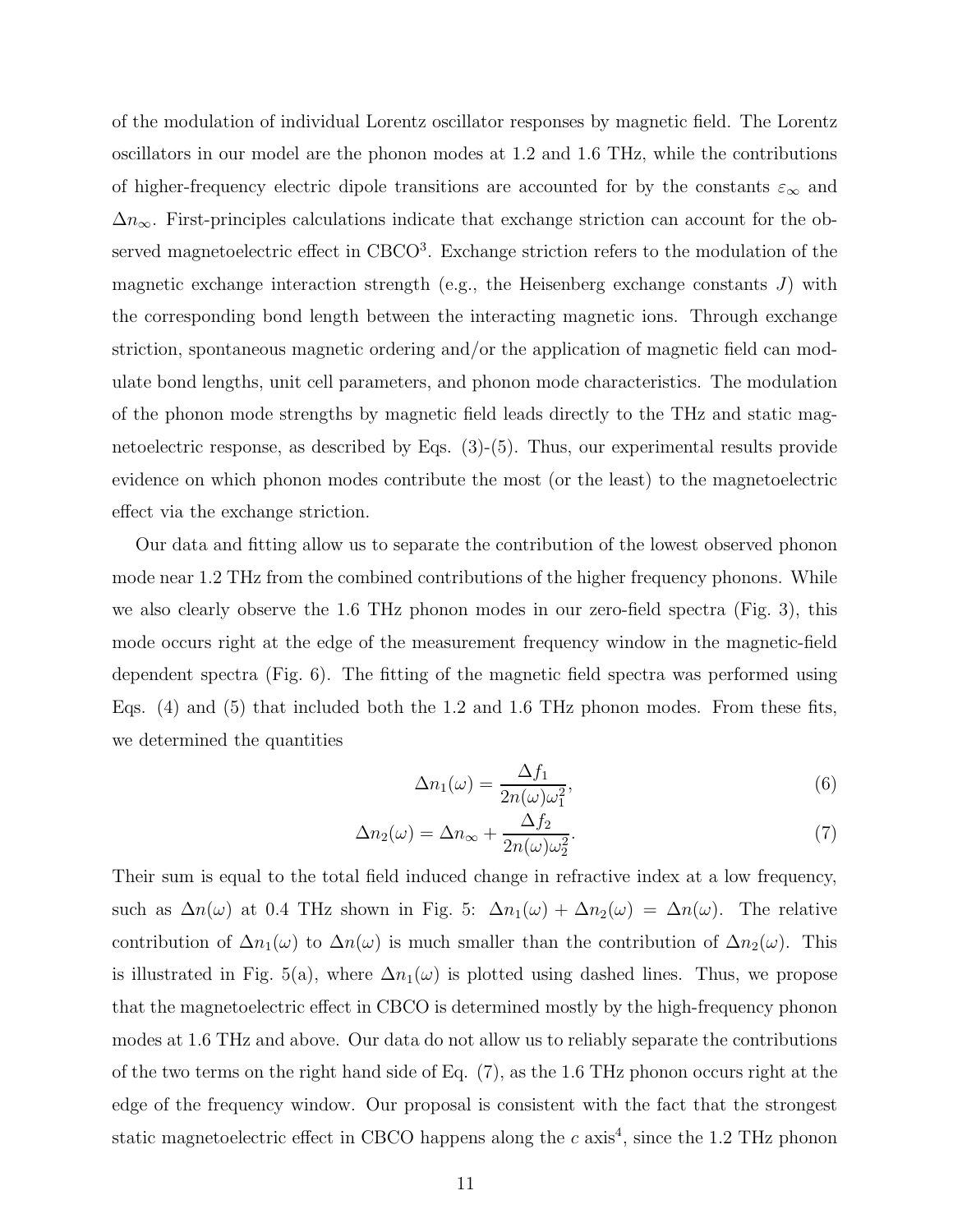of the modulation of individual Lorentz oscillator responses by magnetic field. The Lorentz oscillators in our model are the phonon modes at 1.2 and 1.6 THz, while the contributions of higher-frequency electric dipole transitions are accounted for by the constants $\varepsilon_\infty$ and $\Delta n_\infty$. First-principles calculations indicate that exchange striction can account for the observed magnetoelectric effect in CBCO[3]. Exchange striction refers to the modulation of the magnetic exchange interaction strength (e.g., the Heisenberg exchange constants $J$) with the corresponding bond length between the interacting magnetic ions. Through exchange striction, spontaneous magnetic ordering and/or the application of magnetic field can modulate bond lengths, unit cell parameters, and phonon mode characteristics. The modulation of the phonon mode strengths by magnetic field leads directly to the THz and static magnetoelectric response, as described by Eqs. (3)-(5). Thus, our experimental results provide evidence on which phonon modes contribute the most (or the least) to the magnetoelectric effect via the exchange striction.

Our data and fitting allow us to separate the contribution of the lowest observed phonon mode near 1.2 THz from the combined contributions of the higher frequency phonons. While we also clearly observe the 1.6 THz phonon modes in our zero-field spectra (Fig. 3), this mode occurs right at the edge of the measurement frequency window in the magnetic-field dependent spectra (Fig. 6). The fitting of the magnetic field spectra was performed using Eqs. (4) and (5) that included both the 1.2 and 1.6 THz phonon modes. From these fits, we determined the quantities

$$\Delta n_1(\omega) = \frac{\Delta f_1}{2n(\omega)\omega_1^2}, \tag{6}$$

$$\Delta n_2(\omega) = \Delta n_\infty + \frac{\Delta f_2}{2n(\omega)\omega_2^2}. \tag{7}$$

Their sum is equal to the total field induced change in refractive index at a low frequency, such as $\Delta n(\omega)$ at 0.4 THz shown in Fig. 5: $\Delta n_1(\omega) + \Delta n_2(\omega) = \Delta n(\omega)$. The relative contribution of $\Delta n_1(\omega)$ to $\Delta n(\omega)$ is much smaller than the contribution of $\Delta n_2(\omega)$. This is illustrated in Fig. 5(a), where $\Delta n_1(\omega)$ is plotted using dashed lines. Thus, we propose that the magnetoelectric effect in CBCO is determined mostly by the high-frequency phonon modes at 1.6 THz and above. Our data do not allow us to reliably separate the contributions of the two terms on the right hand side of Eq. (7), as the 1.6 THz phonon occurs right at the edge of the frequency window. Our proposal is consistent with the fact that the strongest static magnetoelectric effect in CBCO happens along the $c$ axis[4], since the 1.2 THz phonon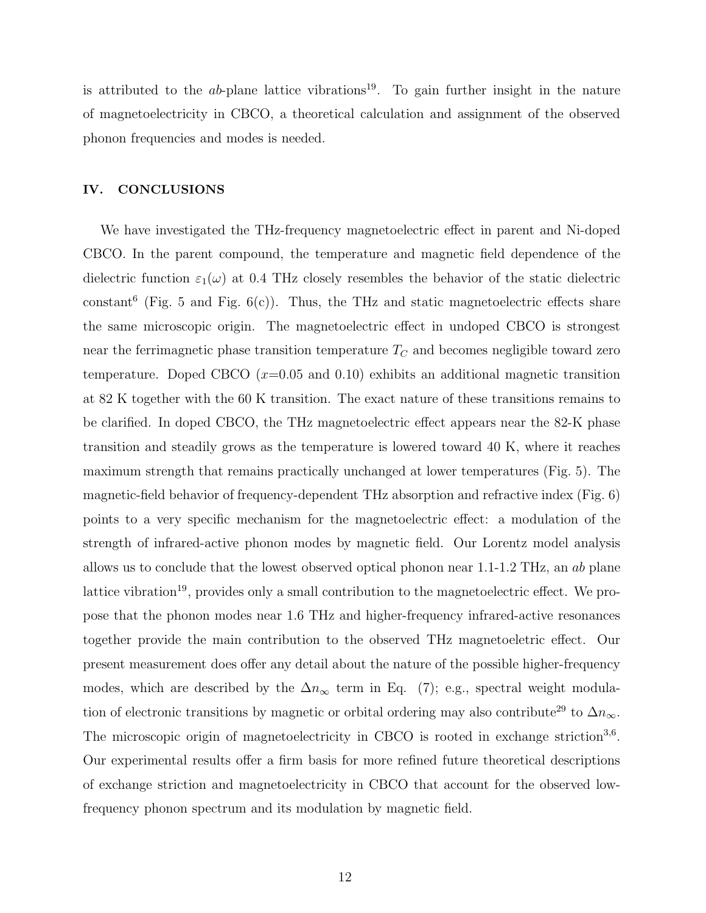is attributed to the *ab*-plane lattice vibrations[19]. To gain further insight in the nature of magnetoelectricity in CBCO, a theoretical calculation and assignment of the observed phonon frequencies and modes is needed.

## IV. CONCLUSIONS

We have investigated the THz-frequency magnetoelectric effect in parent and Ni-doped CBCO. In the parent compound, the temperature and magnetic field dependence of the dielectric function $\varepsilon_1(\omega)$ at 0.4 THz closely resembles the behavior of the static dielectric constant[6] (Fig. 5 and Fig. 6(c)). Thus, the THz and static magnetoelectric effects share the same microscopic origin. The magnetoelectric effect in undoped CBCO is strongest near the ferrimagnetic phase transition temperature $T_C$ and becomes negligible toward zero temperature. Doped CBCO ($x$=0.05 and 0.10) exhibits an additional magnetic transition at 82 K together with the 60 K transition. The exact nature of these transitions remains to be clarified. In doped CBCO, the THz magnetoelectric effect appears near the 82-K phase transition and steadily grows as the temperature is lowered toward 40 K, where it reaches maximum strength that remains practically unchanged at lower temperatures (Fig. 5). The magnetic-field behavior of frequency-dependent THz absorption and refractive index (Fig. 6) points to a very specific mechanism for the magnetoelectric effect: a modulation of the strength of infrared-active phonon modes by magnetic field. Our Lorentz model analysis allows us to conclude that the lowest observed optical phonon near 1.1-1.2 THz, an *ab* plane lattice vibration[19], provides only a small contribution to the magnetoelectric effect. We propose that the phonon modes near 1.6 THz and higher-frequency infrared-active resonances together provide the main contribution to the observed THz magnetoeletric effect. Our present measurement does offer any detail about the nature of the possible higher-frequency modes, which are described by the $\Delta n_\infty$ term in Eq. (7); e.g., spectral weight modulation of electronic transitions by magnetic or orbital ordering may also contribute[29] to $\Delta n_\infty$. The microscopic origin of magnetoelectricity in CBCO is rooted in exchange striction[3,6]. Our experimental results offer a firm basis for more refined future theoretical descriptions of exchange striction and magnetoelectricity in CBCO that account for the observed low-frequency phonon spectrum and its modulation by magnetic field.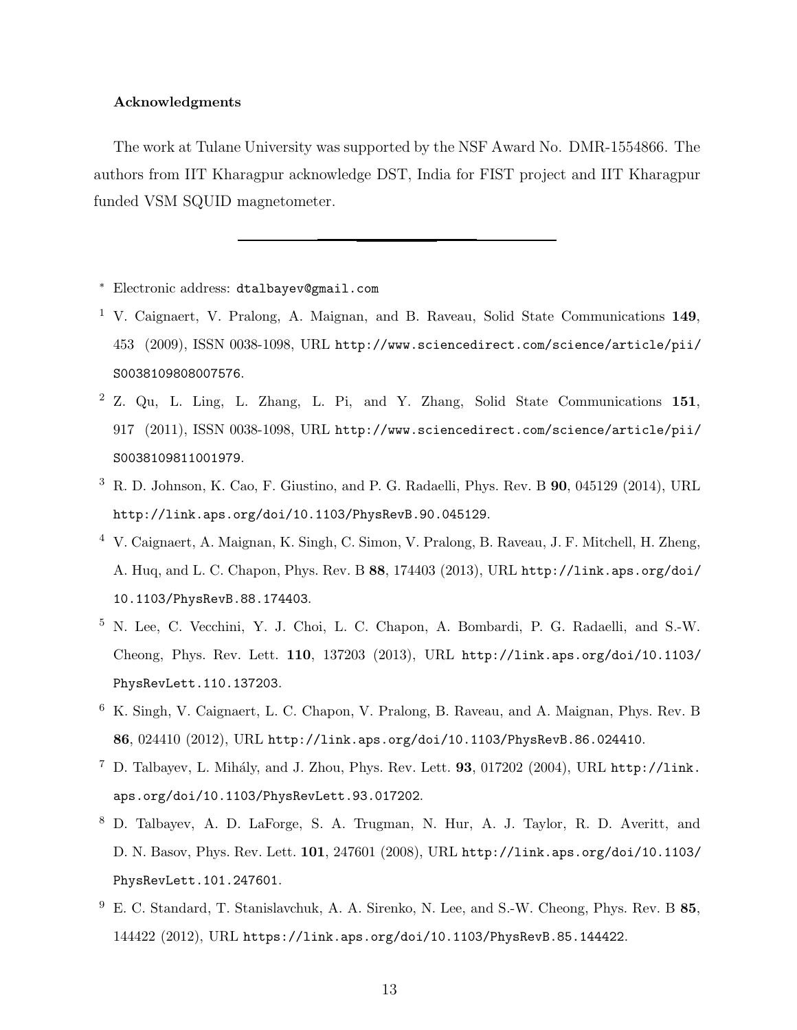### Acknowledgments

The work at Tulane University was supported by the NSF Award No. DMR-1554866. The authors from IIT Kharagpur acknowledge DST, India for FIST project and IIT Kharagpur funded VSM SQUID magnetometer.

---

[*] Electronic address: dtalbayev@gmail.com

[1] V. Caignaert, V. Pralong, A. Maignan, and B. Raveau, Solid State Communications **149**, 453 (2009), ISSN 0038-1098, URL http://www.sciencedirect.com/science/article/pii/S0038109808007576.

[2] Z. Qu, L. Ling, L. Zhang, L. Pi, and Y. Zhang, Solid State Communications **151**, 917 (2011), ISSN 0038-1098, URL http://www.sciencedirect.com/science/article/pii/S0038109811001979.

[3] R. D. Johnson, K. Cao, F. Giustino, and P. G. Radaelli, Phys. Rev. B **90**, 045129 (2014), URL http://link.aps.org/doi/10.1103/PhysRevB.90.045129.

[4] V. Caignaert, A. Maignan, K. Singh, C. Simon, V. Pralong, B. Raveau, J. F. Mitchell, H. Zheng, A. Huq, and L. C. Chapon, Phys. Rev. B **88**, 174403 (2013), URL http://link.aps.org/doi/10.1103/PhysRevB.88.174403.

[5] N. Lee, C. Vecchini, Y. J. Choi, L. C. Chapon, A. Bombardi, P. G. Radaelli, and S.-W. Cheong, Phys. Rev. Lett. **110**, 137203 (2013), URL http://link.aps.org/doi/10.1103/PhysRevLett.110.137203.

[6] K. Singh, V. Caignaert, L. C. Chapon, V. Pralong, B. Raveau, and A. Maignan, Phys. Rev. B **86**, 024410 (2012), URL http://link.aps.org/doi/10.1103/PhysRevB.86.024410.

[7] D. Talbayev, L. Mihály, and J. Zhou, Phys. Rev. Lett. **93**, 017202 (2004), URL http://link.aps.org/doi/10.1103/PhysRevLett.93.017202.

[8] D. Talbayev, A. D. LaForge, S. A. Trugman, N. Hur, A. J. Taylor, R. D. Averitt, and D. N. Basov, Phys. Rev. Lett. **101**, 247601 (2008), URL http://link.aps.org/doi/10.1103/PhysRevLett.101.247601.

[9] E. C. Standard, T. Stanislavchuk, A. A. Sirenko, N. Lee, and S.-W. Cheong, Phys. Rev. B **85**, 144422 (2012), URL https://link.aps.org/doi/10.1103/PhysRevB.85.144422.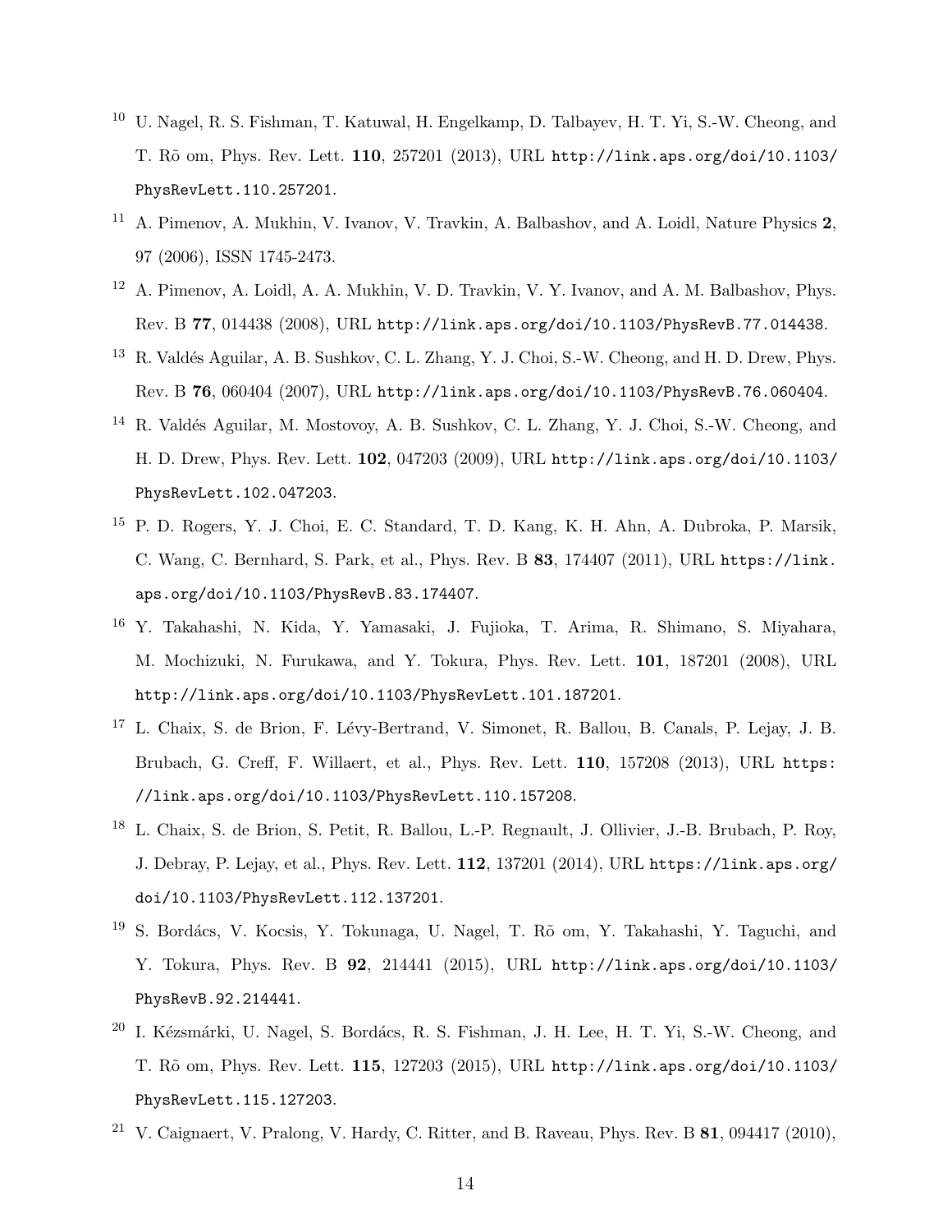[10] U. Nagel, R. S. Fishman, T. Katuwal, H. Engelkamp, D. Talbayev, H. T. Yi, S.-W. Cheong, and T. Rõ om, Phys. Rev. Lett. **110**, 257201 (2013), URL `http://link.aps.org/doi/10.1103/PhysRevLett.110.257201`.

[11] A. Pimenov, A. Mukhin, V. Ivanov, V. Travkin, A. Balbashov, and A. Loidl, Nature Physics **2**, 97 (2006), ISSN 1745-2473.

[12] A. Pimenov, A. Loidl, A. A. Mukhin, V. D. Travkin, V. Y. Ivanov, and A. M. Balbashov, Phys. Rev. B **77**, 014438 (2008), URL `http://link.aps.org/doi/10.1103/PhysRevB.77.014438`.

[13] R. Valdés Aguilar, A. B. Sushkov, C. L. Zhang, Y. J. Choi, S.-W. Cheong, and H. D. Drew, Phys. Rev. B **76**, 060404 (2007), URL `http://link.aps.org/doi/10.1103/PhysRevB.76.060404`.

[14] R. Valdés Aguilar, M. Mostovoy, A. B. Sushkov, C. L. Zhang, Y. J. Choi, S.-W. Cheong, and H. D. Drew, Phys. Rev. Lett. **102**, 047203 (2009), URL `http://link.aps.org/doi/10.1103/PhysRevLett.102.047203`.

[15] P. D. Rogers, Y. J. Choi, E. C. Standard, T. D. Kang, K. H. Ahn, A. Dubroka, P. Marsik, C. Wang, C. Bernhard, S. Park, et al., Phys. Rev. B **83**, 174407 (2011), URL `https://link.aps.org/doi/10.1103/PhysRevB.83.174407`.

[16] Y. Takahashi, N. Kida, Y. Yamasaki, J. Fujioka, T. Arima, R. Shimano, S. Miyahara, M. Mochizuki, N. Furukawa, and Y. Tokura, Phys. Rev. Lett. **101**, 187201 (2008), URL `http://link.aps.org/doi/10.1103/PhysRevLett.101.187201`.

[17] L. Chaix, S. de Brion, F. Lévy-Bertrand, V. Simonet, R. Ballou, B. Canals, P. Lejay, J. B. Brubach, G. Creff, F. Willaert, et al., Phys. Rev. Lett. **110**, 157208 (2013), URL `https://link.aps.org/doi/10.1103/PhysRevLett.110.157208`.

[18] L. Chaix, S. de Brion, S. Petit, R. Ballou, L.-P. Regnault, J. Ollivier, J.-B. Brubach, P. Roy, J. Debray, P. Lejay, et al., Phys. Rev. Lett. **112**, 137201 (2014), URL `https://link.aps.org/doi/10.1103/PhysRevLett.112.137201`.

[19] S. Bordács, V. Kocsis, Y. Tokunaga, U. Nagel, T. Rõ om, Y. Takahashi, Y. Taguchi, and Y. Tokura, Phys. Rev. B **92**, 214441 (2015), URL `http://link.aps.org/doi/10.1103/PhysRevB.92.214441`.

[20] I. Kézsmárki, U. Nagel, S. Bordács, R. S. Fishman, J. H. Lee, H. T. Yi, S.-W. Cheong, and T. Rõ om, Phys. Rev. Lett. **115**, 127203 (2015), URL `http://link.aps.org/doi/10.1103/PhysRevLett.115.127203`.

[21] V. Caignaert, V. Pralong, V. Hardy, C. Ritter, and B. Raveau, Phys. Rev. B **81**, 094417 (2010),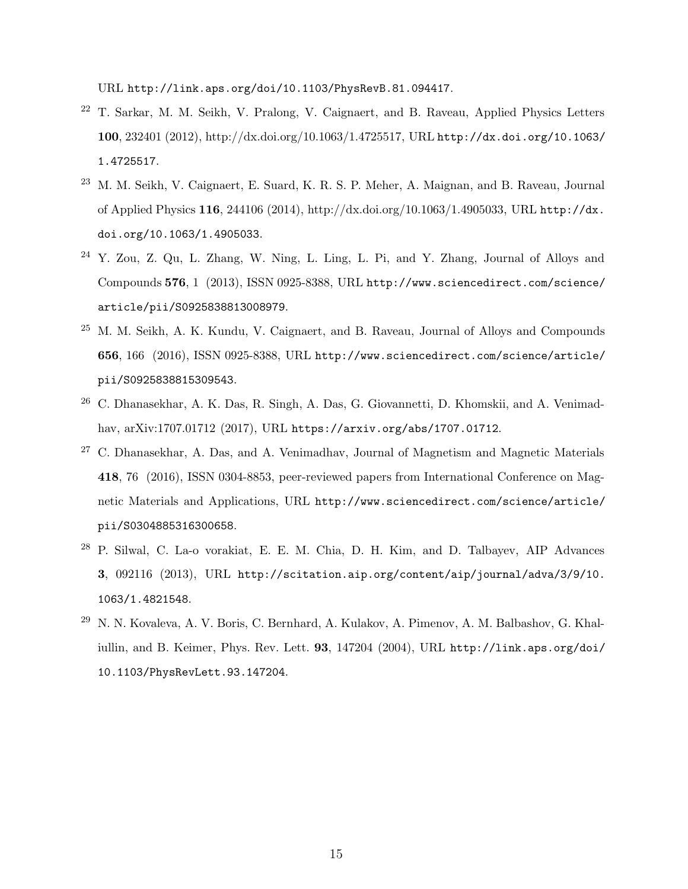URL http://link.aps.org/doi/10.1103/PhysRevB.81.094417.

[22] T. Sarkar, M. M. Seikh, V. Pralong, V. Caignaert, and B. Raveau, Applied Physics Letters **100**, 232401 (2012), http://dx.doi.org/10.1063/1.4725517, URL http://dx.doi.org/10.1063/1.4725517.

[23] M. M. Seikh, V. Caignaert, E. Suard, K. R. S. P. Meher, A. Maignan, and B. Raveau, Journal of Applied Physics **116**, 244106 (2014), http://dx.doi.org/10.1063/1.4905033, URL http://dx.doi.org/10.1063/1.4905033.

[24] Y. Zou, Z. Qu, L. Zhang, W. Ning, L. Ling, L. Pi, and Y. Zhang, Journal of Alloys and Compounds **576**, 1 (2013), ISSN 0925-8388, URL http://www.sciencedirect.com/science/article/pii/S0925838813008979.

[25] M. M. Seikh, A. K. Kundu, V. Caignaert, and B. Raveau, Journal of Alloys and Compounds **656**, 166 (2016), ISSN 0925-8388, URL http://www.sciencedirect.com/science/article/pii/S0925838815309543.

[26] C. Dhanasekhar, A. K. Das, R. Singh, A. Das, G. Giovannetti, D. Khomskii, and A. Venimadhav, arXiv:1707.01712 (2017), URL https://arxiv.org/abs/1707.01712.

[27] C. Dhanasekhar, A. Das, and A. Venimadhav, Journal of Magnetism and Magnetic Materials **418**, 76 (2016), ISSN 0304-8853, peer-reviewed papers from International Conference on Magnetic Materials and Applications, URL http://www.sciencedirect.com/science/article/pii/S0304885316300658.

[28] P. Silwal, C. La-o vorakiat, E. E. M. Chia, D. H. Kim, and D. Talbayev, AIP Advances **3**, 092116 (2013), URL http://scitation.aip.org/content/aip/journal/adva/3/9/10.1063/1.4821548.

[29] N. N. Kovaleva, A. V. Boris, C. Bernhard, A. Kulakov, A. Pimenov, A. M. Balbashov, G. Khaliullin, and B. Keimer, Phys. Rev. Lett. **93**, 147204 (2004), URL http://link.aps.org/doi/10.1103/PhysRevLett.93.147204.